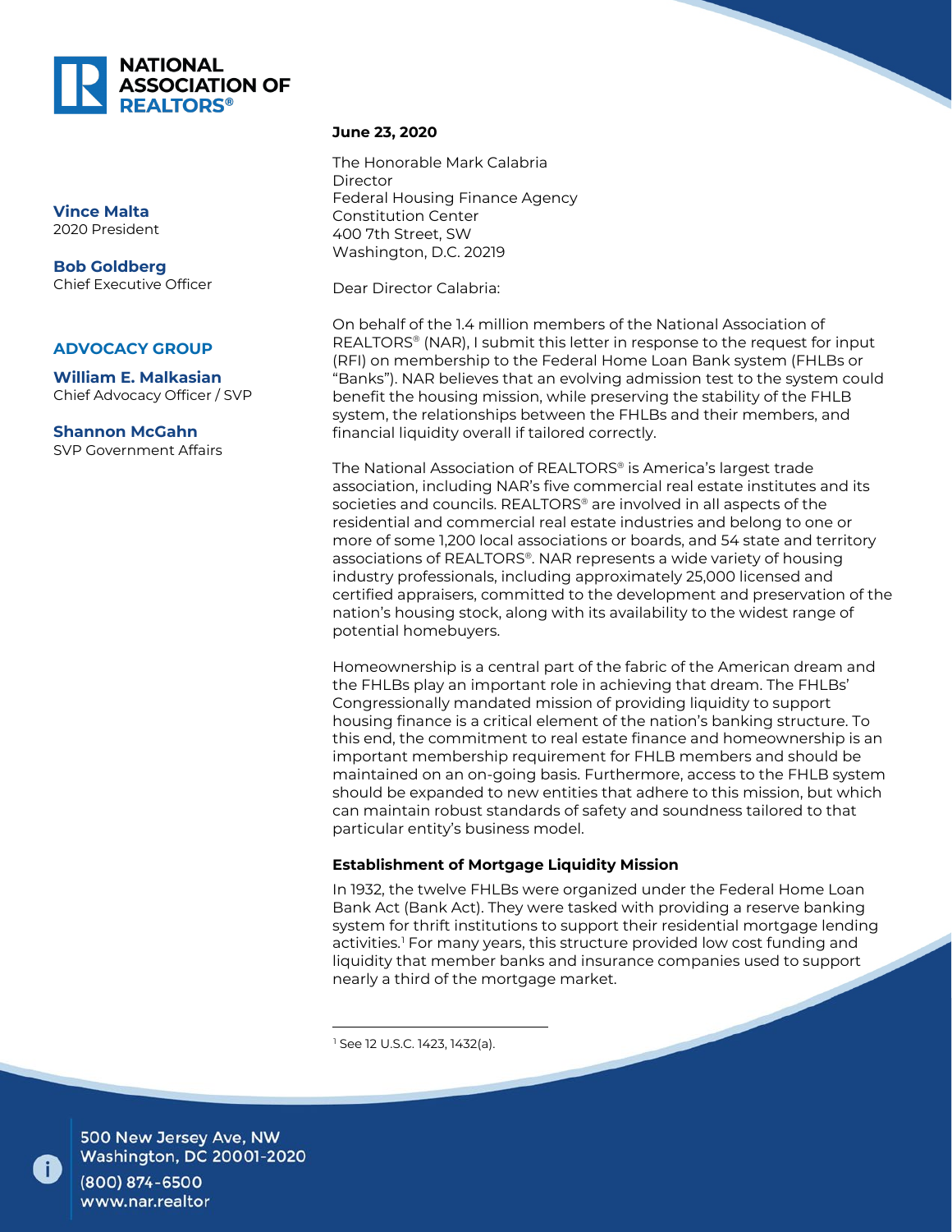**NATIONAL ASSOCIATION OF REALTORS®**

**Vince Malta**
2020 President

**Bob Goldberg**
Chief Executive Officer

**ADVOCACY GROUP**

**William E. Malkasian**
Chief Advocacy Officer / SVP

**Shannon McGahn**
SVP Government Affairs

**June 23, 2020**

The Honorable Mark Calabria
Director
Federal Housing Finance Agency
Constitution Center
400 7th Street, SW
Washington, D.C. 20219

Dear Director Calabria:

On behalf of the 1.4 million members of the National Association of REALTORS® (NAR), I submit this letter in response to the request for input (RFI) on membership to the Federal Home Loan Bank system (FHLBs or "Banks"). NAR believes that an evolving admission test to the system could benefit the housing mission, while preserving the stability of the FHLB system, the relationships between the FHLBs and their members, and financial liquidity overall if tailored correctly.

The National Association of REALTORS® is America's largest trade association, including NAR's five commercial real estate institutes and its societies and councils. REALTORS® are involved in all aspects of the residential and commercial real estate industries and belong to one or more of some 1,200 local associations or boards, and 54 state and territory associations of REALTORS®. NAR represents a wide variety of housing industry professionals, including approximately 25,000 licensed and certified appraisers, committed to the development and preservation of the nation's housing stock, along with its availability to the widest range of potential homebuyers.

Homeownership is a central part of the fabric of the American dream and the FHLBs play an important role in achieving that dream. The FHLBs' Congressionally mandated mission of providing liquidity to support housing finance is a critical element of the nation's banking structure. To this end, the commitment to real estate finance and homeownership is an important membership requirement for FHLB members and should be maintained on an on-going basis. Furthermore, access to the FHLB system should be expanded to new entities that adhere to this mission, but which can maintain robust standards of safety and soundness tailored to that particular entity's business model.

### Establishment of Mortgage Liquidity Mission

In 1932, the twelve FHLBs were organized under the Federal Home Loan Bank Act (Bank Act). They were tasked with providing a reserve banking system for thrift institutions to support their residential mortgage lending activities.[1] For many years, this structure provided low cost funding and liquidity that member banks and insurance companies used to support nearly a third of the mortgage market.

[1] See 12 U.S.C. 1423, 1432(a).

500 New Jersey Ave, NW
Washington, DC 20001-2020
(800) 874-6500
www.nar.realtor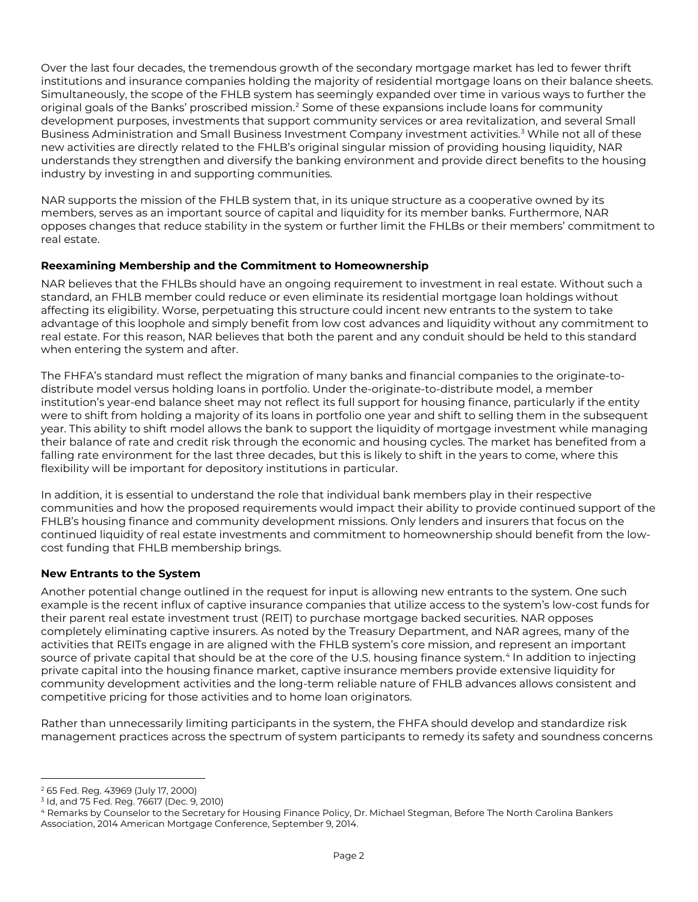Over the last four decades, the tremendous growth of the secondary mortgage market has led to fewer thrift institutions and insurance companies holding the majority of residential mortgage loans on their balance sheets. Simultaneously, the scope of the FHLB system has seemingly expanded over time in various ways to further the original goals of the Banks' proscribed mission.[2] Some of these expansions include loans for community development purposes, investments that support community services or area revitalization, and several Small Business Administration and Small Business Investment Company investment activities.[3] While not all of these new activities are directly related to the FHLB's original singular mission of providing housing liquidity, NAR understands they strengthen and diversify the banking environment and provide direct benefits to the housing industry by investing in and supporting communities.

NAR supports the mission of the FHLB system that, in its unique structure as a cooperative owned by its members, serves as an important source of capital and liquidity for its member banks. Furthermore, NAR opposes changes that reduce stability in the system or further limit the FHLBs or their members' commitment to real estate.

**Reexamining Membership and the Commitment to Homeownership**

NAR believes that the FHLBs should have an ongoing requirement to investment in real estate. Without such a standard, an FHLB member could reduce or even eliminate its residential mortgage loan holdings without affecting its eligibility. Worse, perpetuating this structure could incent new entrants to the system to take advantage of this loophole and simply benefit from low cost advances and liquidity without any commitment to real estate. For this reason, NAR believes that both the parent and any conduit should be held to this standard when entering the system and after.

The FHFA's standard must reflect the migration of many banks and financial companies to the originate-to-distribute model versus holding loans in portfolio. Under the-originate-to-distribute model, a member institution's year-end balance sheet may not reflect its full support for housing finance, particularly if the entity were to shift from holding a majority of its loans in portfolio one year and shift to selling them in the subsequent year. This ability to shift model allows the bank to support the liquidity of mortgage investment while managing their balance of rate and credit risk through the economic and housing cycles. The market has benefited from a falling rate environment for the last three decades, but this is likely to shift in the years to come, where this flexibility will be important for depository institutions in particular.

In addition, it is essential to understand the role that individual bank members play in their respective communities and how the proposed requirements would impact their ability to provide continued support of the FHLB's housing finance and community development missions. Only lenders and insurers that focus on the continued liquidity of real estate investments and commitment to homeownership should benefit from the low-cost funding that FHLB membership brings.

**New Entrants to the System**

Another potential change outlined in the request for input is allowing new entrants to the system. One such example is the recent influx of captive insurance companies that utilize access to the system's low-cost funds for their parent real estate investment trust (REIT) to purchase mortgage backed securities. NAR opposes completely eliminating captive insurers. As noted by the Treasury Department, and NAR agrees, many of the activities that REITs engage in are aligned with the FHLB system's core mission, and represent an important source of private capital that should be at the core of the U.S. housing finance system.[4] In addition to injecting private capital into the housing finance market, captive insurance members provide extensive liquidity for community development activities and the long-term reliable nature of FHLB advances allows consistent and competitive pricing for those activities and to home loan originators.

Rather than unnecessarily limiting participants in the system, the FHFA should develop and standardize risk management practices across the spectrum of system participants to remedy its safety and soundness concerns

---

[2] 65 Fed. Reg. 43969 (July 17, 2000)

[3] Id, and 75 Fed. Reg. 76617 (Dec. 9, 2010)

[4] Remarks by Counselor to the Secretary for Housing Finance Policy, Dr. Michael Stegman, Before The North Carolina Bankers Association, 2014 American Mortgage Conference, September 9, 2014.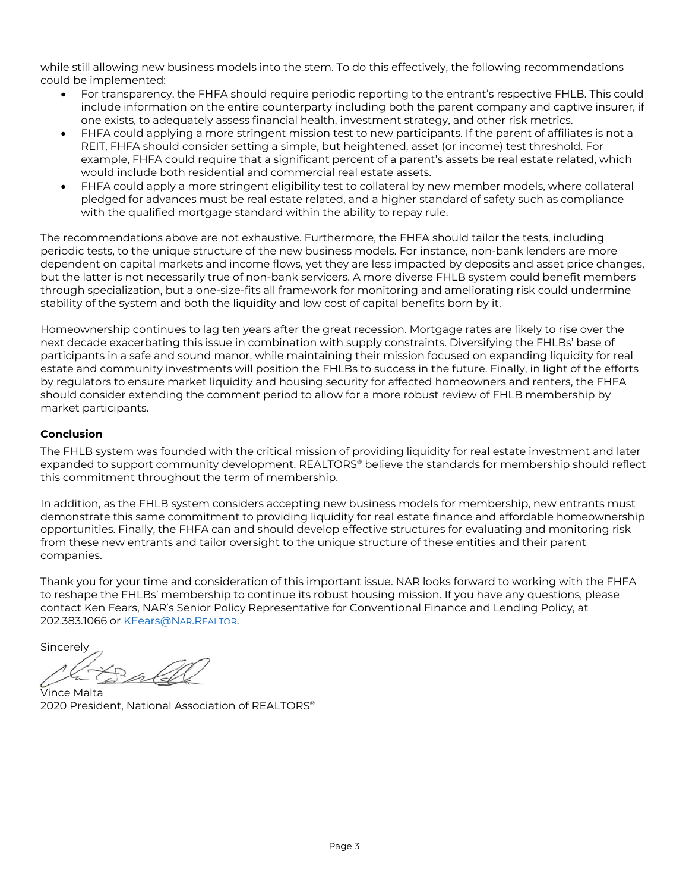while still allowing new business models into the stem. To do this effectively, the following recommendations could be implemented:

- For transparency, the FHFA should require periodic reporting to the entrant's respective FHLB. This could include information on the entire counterparty including both the parent company and captive insurer, if one exists, to adequately assess financial health, investment strategy, and other risk metrics.
- FHFA could applying a more stringent mission test to new participants. If the parent of affiliates is not a REIT, FHFA should consider setting a simple, but heightened, asset (or income) test threshold. For example, FHFA could require that a significant percent of a parent's assets be real estate related, which would include both residential and commercial real estate assets.
- FHFA could apply a more stringent eligibility test to collateral by new member models, where collateral pledged for advances must be real estate related, and a higher standard of safety such as compliance with the qualified mortgage standard within the ability to repay rule.

The recommendations above are not exhaustive. Furthermore, the FHFA should tailor the tests, including periodic tests, to the unique structure of the new business models. For instance, non-bank lenders are more dependent on capital markets and income flows, yet they are less impacted by deposits and asset price changes, but the latter is not necessarily true of non-bank servicers. A more diverse FHLB system could benefit members through specialization, but a one-size-fits all framework for monitoring and ameliorating risk could undermine stability of the system and both the liquidity and low cost of capital benefits born by it.

Homeownership continues to lag ten years after the great recession. Mortgage rates are likely to rise over the next decade exacerbating this issue in combination with supply constraints. Diversifying the FHLBs' base of participants in a safe and sound manor, while maintaining their mission focused on expanding liquidity for real estate and community investments will position the FHLBs to success in the future. Finally, in light of the efforts by regulators to ensure market liquidity and housing security for affected homeowners and renters, the FHFA should consider extending the comment period to allow for a more robust review of FHLB membership by market participants.

### Conclusion

The FHLB system was founded with the critical mission of providing liquidity for real estate investment and later expanded to support community development. REALTORS® believe the standards for membership should reflect this commitment throughout the term of membership.

In addition, as the FHLB system considers accepting new business models for membership, new entrants must demonstrate this same commitment to providing liquidity for real estate finance and affordable homeownership opportunities. Finally, the FHFA can and should develop effective structures for evaluating and monitoring risk from these new entrants and tailor oversight to the unique structure of these entities and their parent companies.

Thank you for your time and consideration of this important issue. NAR looks forward to working with the FHFA to reshape the FHLBs' membership to continue its robust housing mission. If you have any questions, please contact Ken Fears, NAR's Senior Policy Representative for Conventional Finance and Lending Policy, at 202.383.1066 or KFears@NAR.REALTOR.

Sincerely

Vince Malta
2020 President, National Association of REALTORS®